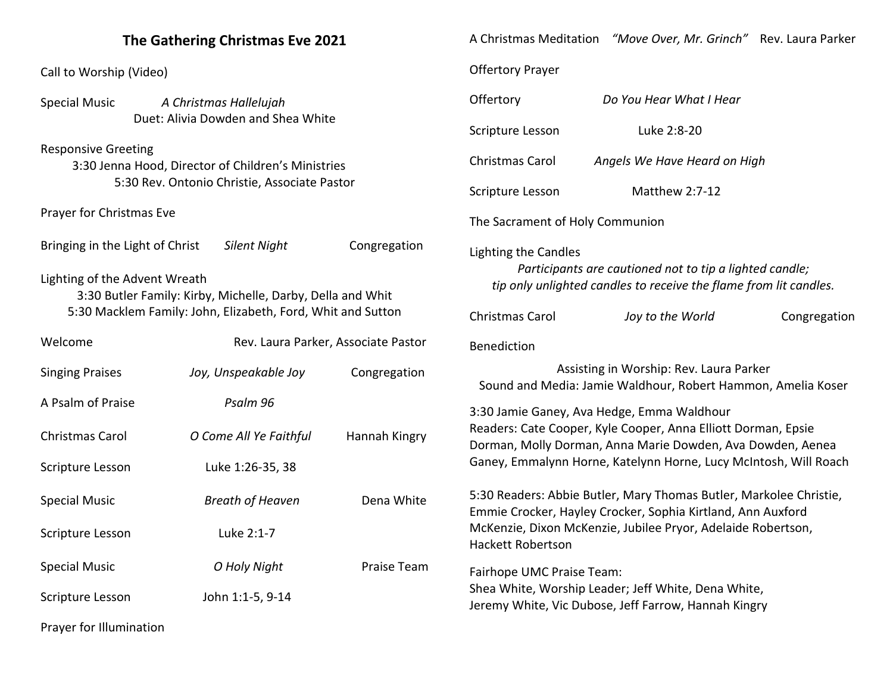## The Gathering Christmas Eve 2021

Call to Worship (Video)

Special Music *A Christmas Hallelujah*
Duet: Alivia Dowden and Shea White

Responsive Greeting
3:30 Jenna Hood, Director of Children's Ministries
5:30 Rev. Ontonio Christie, Associate Pastor

Prayer for Christmas Eve

Bringing in the Light of Christ *Silent Night* Congregation

Lighting of the Advent Wreath
3:30 Butler Family: Kirby, Michelle, Darby, Della and Whit
5:30 Macklem Family: John, Elizabeth, Ford, Whit and Sutton

Welcome Rev. Laura Parker, Associate Pastor

Singing Praises *Joy, Unspeakable Joy* Congregation

A Psalm of Praise *Psalm 96*

Christmas Carol *O Come All Ye Faithful* Hannah Kingry

Scripture Lesson Luke 1:26-35, 38

Special Music *Breath of Heaven* Dena White

Scripture Lesson Luke 2:1-7

Special Music *O Holy Night* Praise Team

Scripture Lesson John 1:1-5, 9-14

Prayer for Illumination

A Christmas Meditation *"Move Over, Mr. Grinch"* Rev. Laura Parker

Offertory Prayer

Offertory *Do You Hear What I Hear*

Scripture Lesson Luke 2:8-20

Christmas Carol *Angels We Have Heard on High*

Scripture Lesson Matthew 2:7-12

The Sacrament of Holy Communion

Lighting the Candles
*Participants are cautioned not to tip a lighted candle;*
*tip only unlighted candles to receive the flame from lit candles.*

Christmas Carol *Joy to the World* Congregation

Benediction

Assisting in Worship: Rev. Laura Parker
Sound and Media: Jamie Waldhour, Robert Hammon, Amelia Koser

3:30 Jamie Ganey, Ava Hedge, Emma Waldhour
Readers: Cate Cooper, Kyle Cooper, Anna Elliott Dorman, Epsie Dorman, Molly Dorman, Anna Marie Dowden, Ava Dowden, Aenea Ganey, Emmalynn Horne, Katelynn Horne, Lucy McIntosh, Will Roach

5:30 Readers: Abbie Butler, Mary Thomas Butler, Markolee Christie, Emmie Crocker, Hayley Crocker, Sophia Kirtland, Ann Auxford McKenzie, Dixon McKenzie, Jubilee Pryor, Adelaide Robertson, Hackett Robertson

Fairhope UMC Praise Team:
Shea White, Worship Leader; Jeff White, Dena White, Jeremy White, Vic Dubose, Jeff Farrow, Hannah Kingry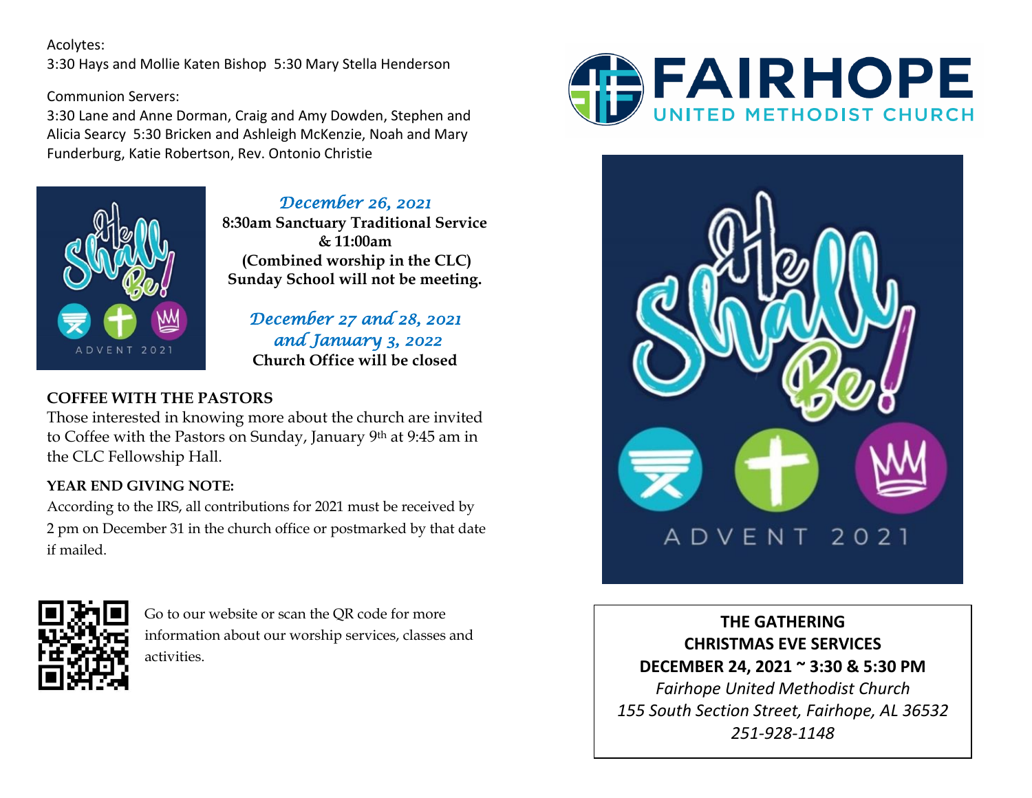Acolytes:
3:30 Hays and Mollie Katen Bishop 5:30 Mary Stella Henderson

Communion Servers:
3:30 Lane and Anne Dorman, Craig and Amy Dowden, Stephen and Alicia Searcy 5:30 Bricken and Ashleigh McKenzie, Noah and Mary Funderburg, Katie Robertson, Rev. Ontonio Christie

*December 26, 2021*
**8:30am Sanctuary Traditional Service & 11:00am (Combined worship in the CLC)**
**Sunday School will not be meeting.**

*December 27 and 28, 2021 and January 3, 2022*
**Church Office will be closed**

**COFFEE WITH THE PASTORS**

Those interested in knowing more about the church are invited to Coffee with the Pastors on Sunday, January 9th at 9:45 am in the CLC Fellowship Hall.

**YEAR END GIVING NOTE:**

According to the IRS, all contributions for 2021 must be received by 2 pm on December 31 in the church office or postmarked by that date if mailed.

Go to our website or scan the QR code for more information about our worship services, classes and activities.

# FAIRHOPE
## UNITED METHODIST CHURCH

**THE GATHERING**
**CHRISTMAS EVE SERVICES**
**DECEMBER 24, 2021 ~ 3:30 & 5:30 PM**
*Fairhope United Methodist Church*
*155 South Section Street, Fairhope, AL 36532*
*251-928-1148*